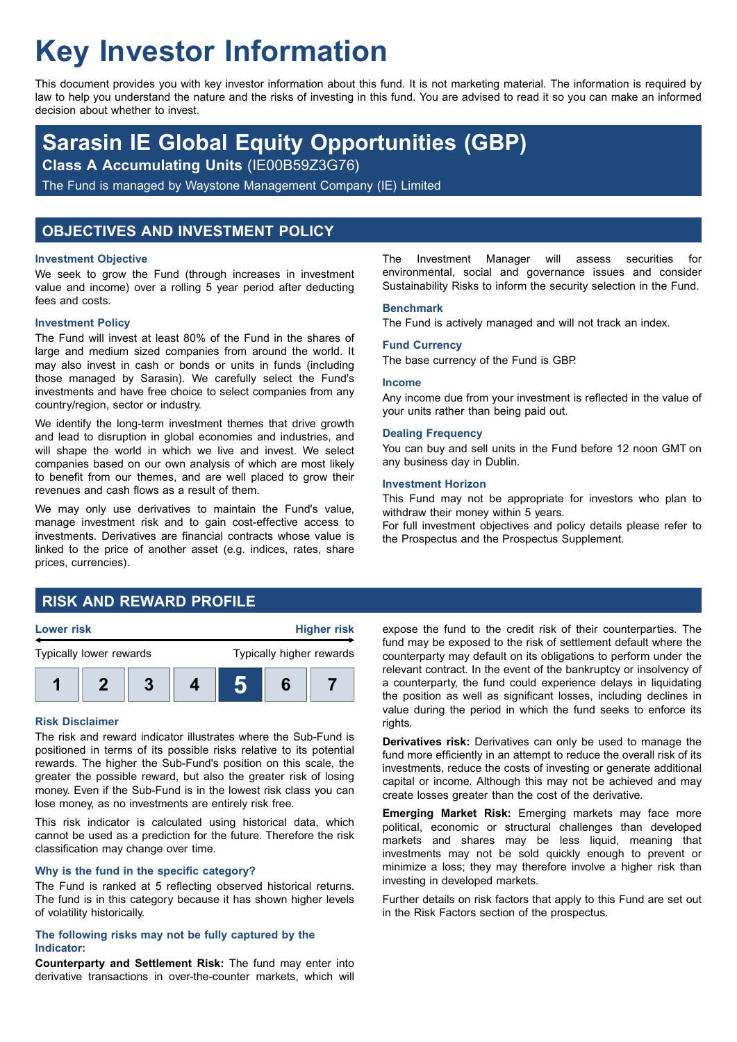# Key Investor Information

This document provides you with key investor information about this fund. It is not marketing material. The information is required by law to help you understand the nature and the risks of investing in this fund. You are advised to read it so you can make an informed decision about whether to invest.

## Sarasin IE Global Equity Opportunities (GBP)

**Class A Accumulating Units** (IE00B59Z3G76)

The Fund is managed by Waystone Management Company (IE) Limited

## OBJECTIVES AND INVESTMENT POLICY

### Investment Objective

We seek to grow the Fund (through increases in investment value and income) over a rolling 5 year period after deducting fees and costs.

### Investment Policy

The Fund will invest at least 80% of the Fund in the shares of large and medium sized companies from around the world. It may also invest in cash or bonds or units in funds (including those managed by Sarasin). We carefully select the Fund's investments and have free choice to select companies from any country/region, sector or industry.

We identify the long-term investment themes that drive growth and lead to disruption in global economies and industries, and will shape the world in which we live and invest. We select companies based on our own analysis of which are most likely to benefit from our themes, and are well placed to grow their revenues and cash flows as a result of them.

We may only use derivatives to maintain the Fund's value, manage investment risk and to gain cost-effective access to investments. Derivatives are financial contracts whose value is linked to the price of another asset (e.g. indices, rates, share prices, currencies).

The Investment Manager will assess securities for environmental, social and governance issues and consider Sustainability Risks to inform the security selection in the Fund.

### Benchmark

The Fund is actively managed and will not track an index.

### Fund Currency

The base currency of the Fund is GBP.

### Income

Any income due from your investment is reflected in the value of your units rather than being paid out.

### Dealing Frequency

You can buy and sell units in the Fund before 12 noon GMT on any business day in Dublin.

### Investment Horizon

This Fund may not be appropriate for investors who plan to withdraw their money within 5 years.

For full investment objectives and policy details please refer to the Prospectus and the Prospectus Supplement.

## RISK AND REWARD PROFILE

| Lower risk | | | | | | Higher risk |
|---|---|---|---|---|---|---|
| Typically lower rewards | | | | | | Typically higher rewards |
| 1 | 2 | 3 | 4 | **5** | 6 | 7 |

### Risk Disclaimer

The risk and reward indicator illustrates where the Sub-Fund is positioned in terms of its possible risks relative to its potential rewards. The higher the Sub-Fund's position on this scale, the greater the possible reward, but also the greater risk of losing money. Even if the Sub-Fund is in the lowest risk class you can lose money, as no investments are entirely risk free.

This risk indicator is calculated using historical data, which cannot be used as a prediction for the future. Therefore the risk classification may change over time.

### Why is the fund in the specific category?

The Fund is ranked at 5 reflecting observed historical returns. The fund is in this category because it has shown higher levels of volatility historically.

### The following risks may not be fully captured by the Indicator:

**Counterparty and Settlement Risk:** The fund may enter into derivative transactions in over-the-counter markets, which will expose the fund to the credit risk of their counterparties. The fund may be exposed to the risk of settlement default where the counterparty may default on its obligations to perform under the relevant contract. In the event of the bankruptcy or insolvency of a counterparty, the fund could experience delays in liquidating the position as well as significant losses, including declines in value during the period in which the fund seeks to enforce its rights.

**Derivatives risk:** Derivatives can only be used to manage the fund more efficiently in an attempt to reduce the overall risk of its investments, reduce the costs of investing or generate additional capital or income. Although this may not be achieved and may create losses greater than the cost of the derivative.

**Emerging Market Risk:** Emerging markets may face more political, economic or structural challenges than developed markets and shares may be less liquid, meaning that investments may not be sold quickly enough to prevent or minimize a loss; they may therefore involve a higher risk than investing in developed markets.

Further details on risk factors that apply to this Fund are set out in the Risk Factors section of the prospectus.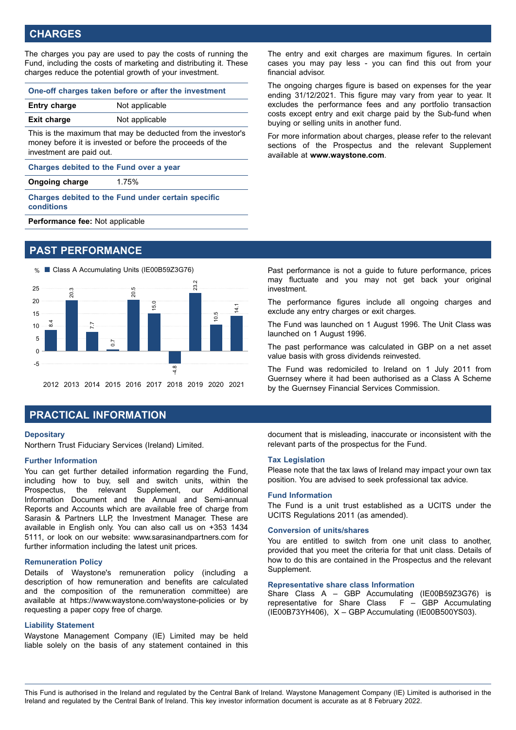## CHARGES

The charges you pay are used to pay the costs of running the Fund, including the costs of marketing and distributing it. These charges reduce the potential growth of your investment.

| One-off charges taken before or after the investment | |
|---|---|
| **Entry charge** | Not applicable |
| **Exit charge** | Not applicable |
| This is the maximum that may be deducted from the investor's money before it is invested or before the proceeds of the investment are paid out. | |
| **Charges debited to the Fund over a year** | |
| **Ongoing charge** | 1.75% |
| **Charges debited to the Fund under certain specific conditions** | |
| **Performance fee:** Not applicable | |

The entry and exit charges are maximum figures. In certain cases you may pay less - you can find this out from your financial advisor.

The ongoing charges figure is based on expenses for the year ending 31/12/2021. This figure may vary from year to year. It excludes the performance fees and any portfolio transaction costs except entry and exit charge paid by the Sub-fund when buying or selling units in another fund.

For more information about charges, please refer to the relevant sections of the Prospectus and the relevant Supplement available at **www.waystone.com**.

## PAST PERFORMANCE

% Class A Accumulating Units (IE00B59Z3G76)

25
20
15
10
5
0
-5

8.4 20.3 7.7 0.7 20.5 15.0 -4.8 23.2 10.5 14.1

2012 2013 2014 2015 2016 2017 2018 2019 2020 2021

Past performance is not a guide to future performance, prices may fluctuate and you may not get back your original investment.

The performance figures include all ongoing charges and exclude any entry charges or exit charges.

The Fund was launched on 1 August 1996. The Unit Class was launched on 1 August 1996.

The past performance was calculated in GBP on a net asset value basis with gross dividends reinvested.

The Fund was redomiciled to Ireland on 1 July 2011 from Guernsey where it had been authorised as a Class A Scheme by the Guernsey Financial Services Commission.

## PRACTICAL INFORMATION

### Depositary

Northern Trust Fiduciary Services (Ireland) Limited.

### Further Information

You can get further detailed information regarding the Fund, including how to buy, sell and switch units, within the Prospectus, the relevant Supplement, our Additional Information Document and the Annual and Semi-annual Reports and Accounts which are available free of charge from Sarasin & Partners LLP, the Investment Manager. These are available in English only. You can also call us on +353 1434 5111, or look on our website: www.sarasinandpartners.com for further information including the latest unit prices.

### Remuneration Policy

Details of Waystone's remuneration policy (including a description of how remuneration and benefits are calculated and the composition of the remuneration committee) are available at https://www.waystone.com/waystone-policies or by requesting a paper copy free of charge.

### Liability Statement

Waystone Management Company (IE) Limited may be held liable solely on the basis of any statement contained in this document that is misleading, inaccurate or inconsistent with the relevant parts of the prospectus for the Fund.

### Tax Legislation

Please note that the tax laws of Ireland may impact your own tax position. You are advised to seek professional tax advice.

### Fund Information

The Fund is a unit trust established as a UCITS under the UCITS Regulations 2011 (as amended).

### Conversion of units/shares

You are entitled to switch from one unit class to another, provided that you meet the criteria for that unit class. Details of how to do this are contained in the Prospectus and the relevant Supplement.

### Representative share class Information

Share Class A – GBP Accumulating (IE00B59Z3G76) is representative for Share Class F – GBP Accumulating (IE00B73YH406), X – GBP Accumulating (IE00B500YS03).

This Fund is authorised in the Ireland and regulated by the Central Bank of Ireland. Waystone Management Company (IE) Limited is authorised in the Ireland and regulated by the Central Bank of Ireland. This key investor information document is accurate as at 8 February 2022.